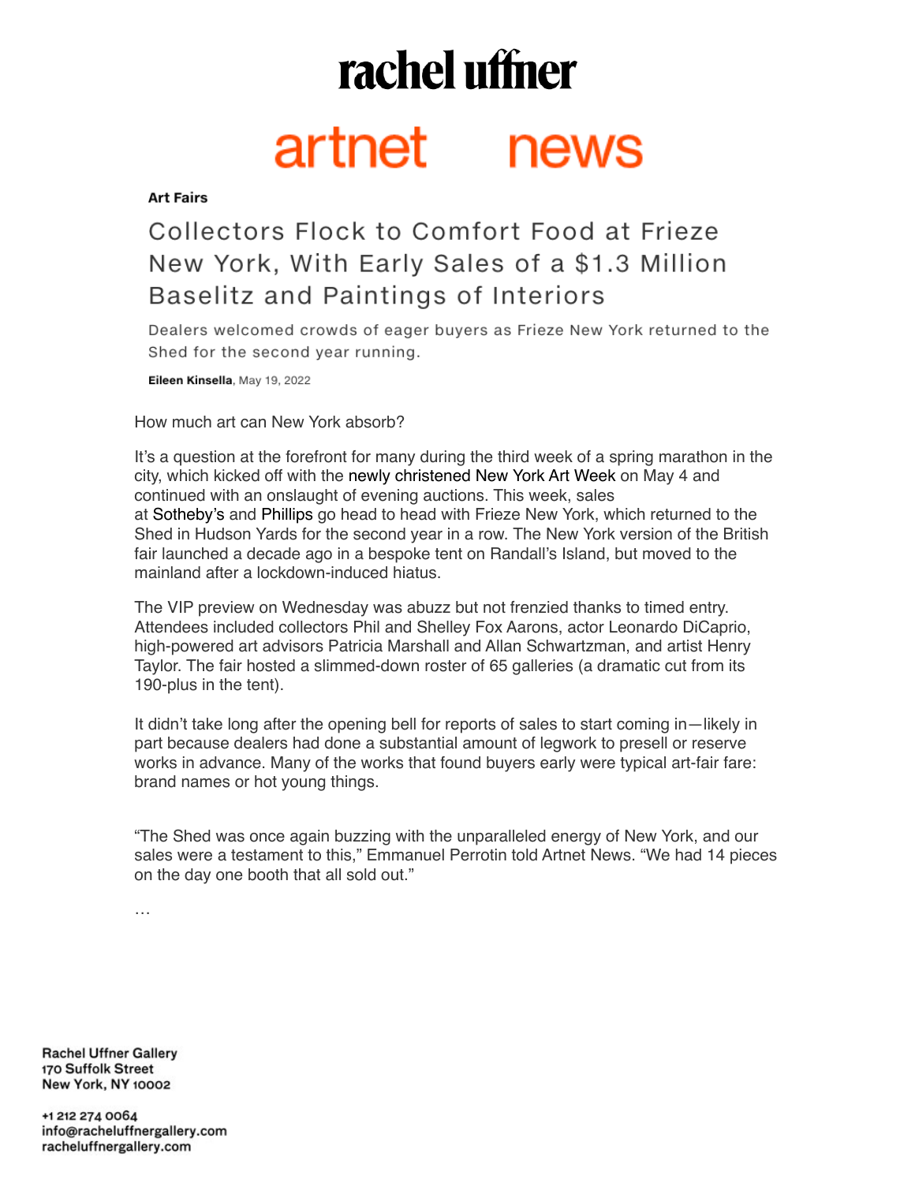rachel uffner

artnet news

**Art Fairs**

# Collectors Flock to Comfort Food at Frieze New York, With Early Sales of a $1.3 Million Baselitz and Paintings of Interiors

Dealers welcomed crowds of eager buyers as Frieze New York returned to the Shed for the second year running.

**Eileen Kinsella**, May 19, 2022

How much art can New York absorb?

It's a question at the forefront for many during the third week of a spring marathon in the city, which kicked off with the newly christened New York Art Week on May 4 and continued with an onslaught of evening auctions. This week, sales at Sotheby's and Phillips go head to head with Frieze New York, which returned to the Shed in Hudson Yards for the second year in a row. The New York version of the British fair launched a decade ago in a bespoke tent on Randall's Island, but moved to the mainland after a lockdown-induced hiatus.

The VIP preview on Wednesday was abuzz but not frenzied thanks to timed entry. Attendees included collectors Phil and Shelley Fox Aarons, actor Leonardo DiCaprio, high-powered art advisors Patricia Marshall and Allan Schwartzman, and artist Henry Taylor. The fair hosted a slimmed-down roster of 65 galleries (a dramatic cut from its 190-plus in the tent).

It didn't take long after the opening bell for reports of sales to start coming in—likely in part because dealers had done a substantial amount of legwork to presell or reserve works in advance. Many of the works that found buyers early were typical art-fair fare: brand names or hot young things.

"The Shed was once again buzzing with the unparalleled energy of New York, and our sales were a testament to this," Emmanuel Perrotin told Artnet News. "We had 14 pieces on the day one booth that all sold out."

…

Rachel Uffner Gallery
170 Suffolk Street
New York, NY 10002

+1 212 274 0064
info@racheluffnergallery.com
racheluffnergallery.com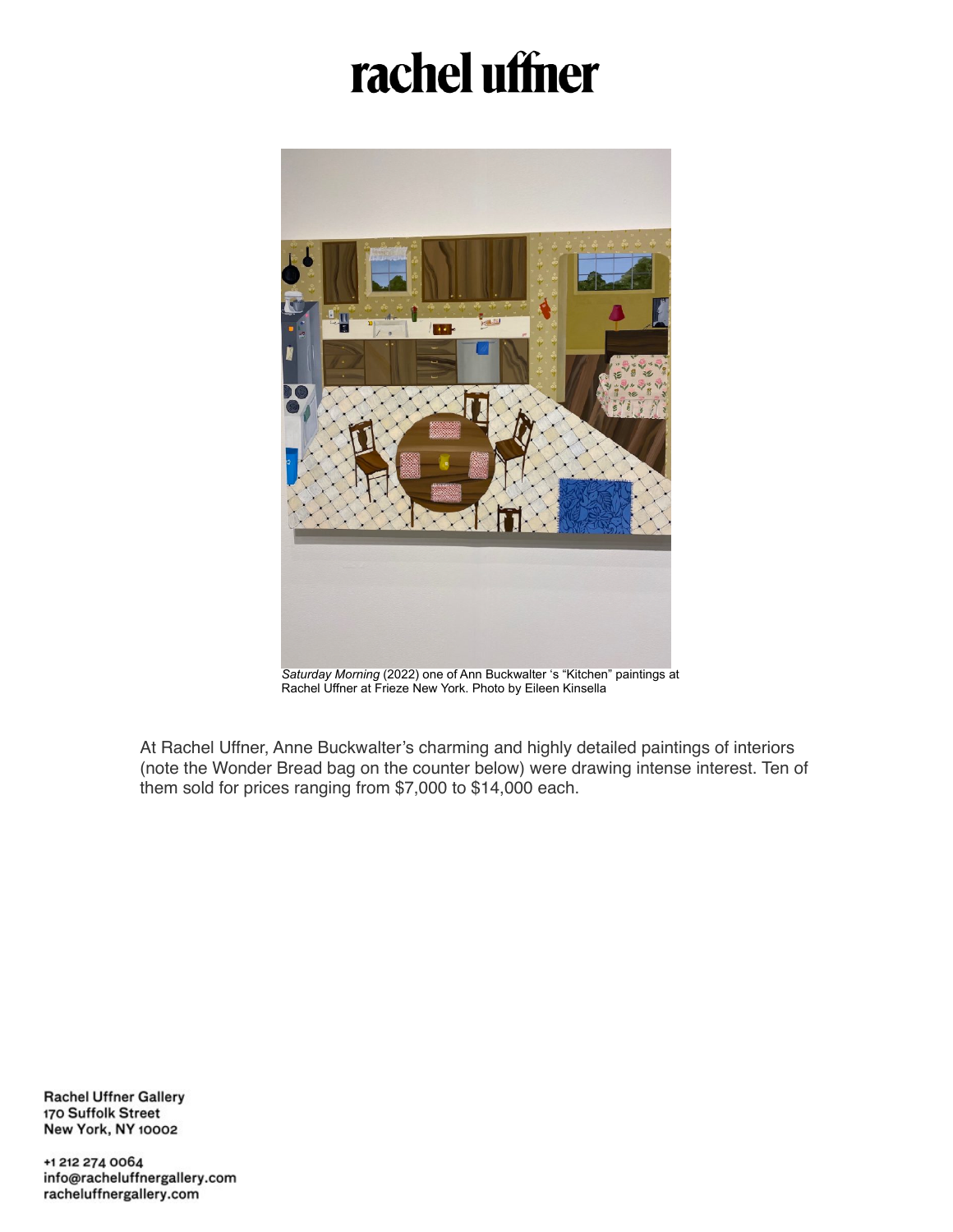*Saturday Morning* (2022) one of Ann Buckwalter 's "Kitchen" paintings at Rachel Uffner at Frieze New York. Photo by Eileen Kinsella

At Rachel Uffner, Anne Buckwalter's charming and highly detailed paintings of interiors (note the Wonder Bread bag on the counter below) were drawing intense interest. Ten of them sold for prices ranging from $7,000 to $14,000 each.